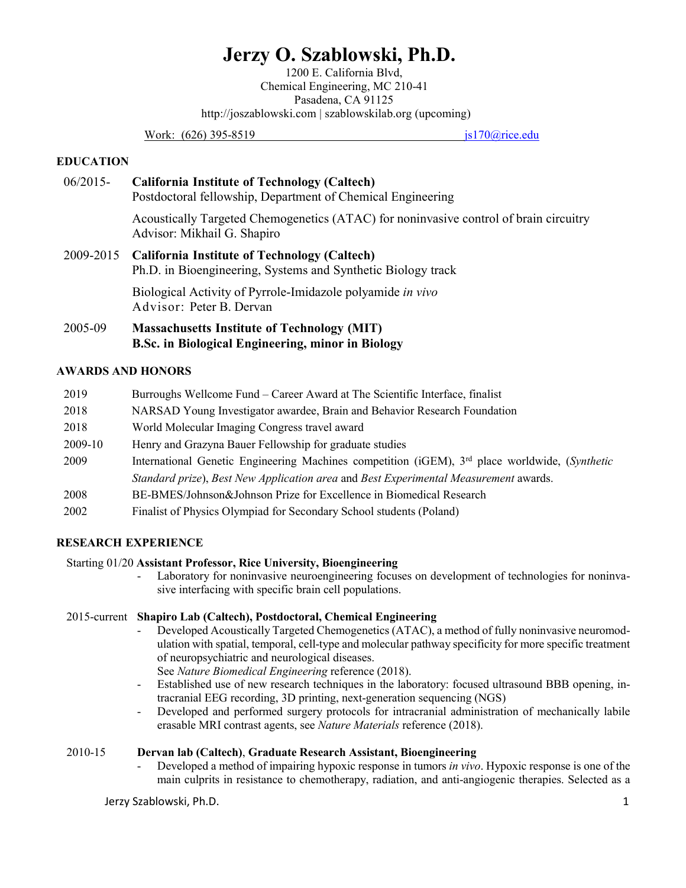# Jerzy O. Szablowski, Ph.D.

1200 E. California Blvd,
Chemical Engineering, MC 210-41
Pasadena, CA 91125
http://joszablowski.com | szablowskilab.org (upcoming)

Work: (626) 395-8519 js170@rice.edu

## EDUCATION

**06/2015-** **California Institute of Technology (Caltech)**
Postdoctoral fellowship, Department of Chemical Engineering

Acoustically Targeted Chemogenetics (ATAC) for noninvasive control of brain circuitry
Advisor: Mikhail G. Shapiro

**2009-2015** **California Institute of Technology (Caltech)**
Ph.D. in Bioengineering, Systems and Synthetic Biology track

Biological Activity of Pyrrole-Imidazole polyamide *in vivo*
Advisor: Peter B. Dervan

**2005-09** **Massachusetts Institute of Technology (MIT)**
**B.Sc. in Biological Engineering, minor in Biology**

## AWARDS AND HONORS

| | |
|---|---|
| 2019 | Burroughs Wellcome Fund – Career Award at The Scientific Interface, finalist |
| 2018 | NARSAD Young Investigator awardee, Brain and Behavior Research Foundation |
| 2018 | World Molecular Imaging Congress travel award |
| 2009-10 | Henry and Grazyna Bauer Fellowship for graduate studies |
| 2009 | International Genetic Engineering Machines competition (iGEM), 3rd place worldwide, (*Synthetic Standard prize*), *Best New Application area* and *Best Experimental Measurement* awards. |
| 2008 | BE-BMES/Johnson&Johnson Prize for Excellence in Biomedical Research |
| 2002 | Finalist of Physics Olympiad for Secondary School students (Poland) |

## RESEARCH EXPERIENCE

Starting 01/20 **Assistant Professor, Rice University, Bioengineering**

- Laboratory for noninvasive neuroengineering focuses on development of technologies for noninvasive interfacing with specific brain cell populations.

2015-current **Shapiro Lab (Caltech), Postdoctoral, Chemical Engineering**

- Developed Acoustically Targeted Chemogenetics (ATAC), a method of fully noninvasive neuromodulation with spatial, temporal, cell-type and molecular pathway specificity for more specific treatment of neuropsychiatric and neurological diseases.
  See *Nature Biomedical Engineering* reference (2018).
- Established use of new research techniques in the laboratory: focused ultrasound BBB opening, intracranial EEG recording, 3D printing, next-generation sequencing (NGS)
- Developed and performed surgery protocols for intracranial administration of mechanically labile erasable MRI contrast agents, see *Nature Materials* reference (2018).

2010-15 **Dervan lab (Caltech)**, **Graduate Research Assistant, Bioengineering**

- Developed a method of impairing hypoxic response in tumors *in vivo*. Hypoxic response is one of the main culprits in resistance to chemotherapy, radiation, and anti-angiogenic therapies. Selected as a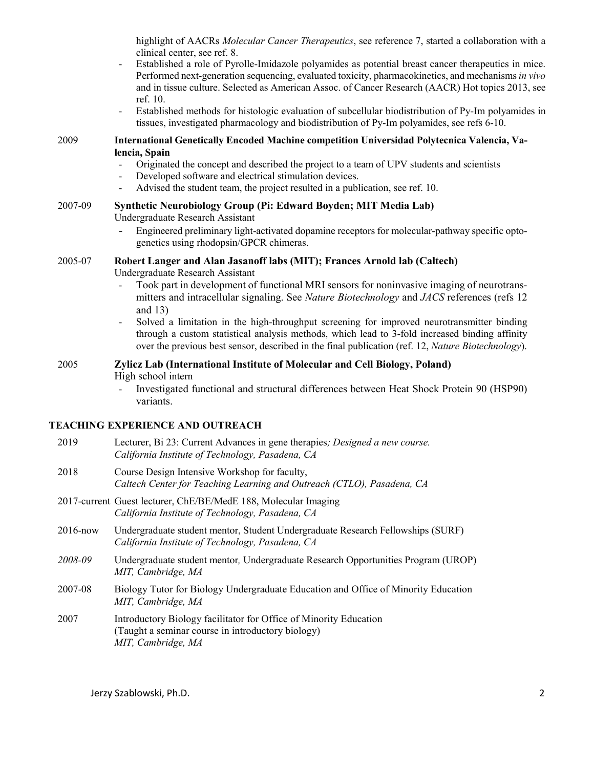highlight of AACRs *Molecular Cancer Therapeutics*, see reference 7, started a collaboration with a clinical center, see ref. 8.

- Established a role of Pyrolle-Imidazole polyamides as potential breast cancer therapeutics in mice. Performed next-generation sequencing, evaluated toxicity, pharmacokinetics, and mechanisms *in vivo* and in tissue culture. Selected as American Assoc. of Cancer Research (AACR) Hot topics 2013, see ref. 10.
- Established methods for histologic evaluation of subcellular biodistribution of Py-Im polyamides in tissues, investigated pharmacology and biodistribution of Py-Im polyamides, see refs 6-10.

2009 **International Genetically Encoded Machine competition Universidad Polytecnica Valencia, Valencia, Spain**

- Originated the concept and described the project to a team of UPV students and scientists
- Developed software and electrical stimulation devices.
- Advised the student team, the project resulted in a publication, see ref. 10.

2007-09 **Synthetic Neurobiology Group (Pi: Edward Boyden; MIT Media Lab)**
Undergraduate Research Assistant

- Engineered preliminary light-activated dopamine receptors for molecular-pathway specific optogenetics using rhodopsin/GPCR chimeras.

2005-07 **Robert Langer and Alan Jasanoff labs (MIT); Frances Arnold lab (Caltech)**
Undergraduate Research Assistant

- Took part in development of functional MRI sensors for noninvasive imaging of neurotransmitters and intracellular signaling. See *Nature Biotechnology* and *JACS* references (refs 12 and 13)
- Solved a limitation in the high-throughput screening for improved neurotransmitter binding through a custom statistical analysis methods, which lead to 3-fold increased binding affinity over the previous best sensor, described in the final publication (ref. 12, *Nature Biotechnology*).

2005 **Zylicz Lab (International Institute of Molecular and Cell Biology, Poland)**
High school intern

- Investigated functional and structural differences between Heat Shock Protein 90 (HSP90) variants.

## TEACHING EXPERIENCE AND OUTREACH

2019 Lecturer, Bi 23: Current Advances in gene therapies*; Designed a new course.*
*California Institute of Technology, Pasadena, CA*

2018 Course Design Intensive Workshop for faculty,
*Caltech Center for Teaching Learning and Outreach (CTLO), Pasadena, CA*

2017-current Guest lecturer, ChE/BE/MedE 188, Molecular Imaging
*California Institute of Technology, Pasadena, CA*

2016-now Undergraduate student mentor, Student Undergraduate Research Fellowships (SURF)
*California Institute of Technology, Pasadena, CA*

*2008-09* Undergraduate student mentor*,* Undergraduate Research Opportunities Program (UROP)
*MIT, Cambridge, MA*

2007-08 Biology Tutor for Biology Undergraduate Education and Office of Minority Education
*MIT, Cambridge, MA*

2007 Introductory Biology facilitator for Office of Minority Education
(Taught a seminar course in introductory biology)
*MIT, Cambridge, MA*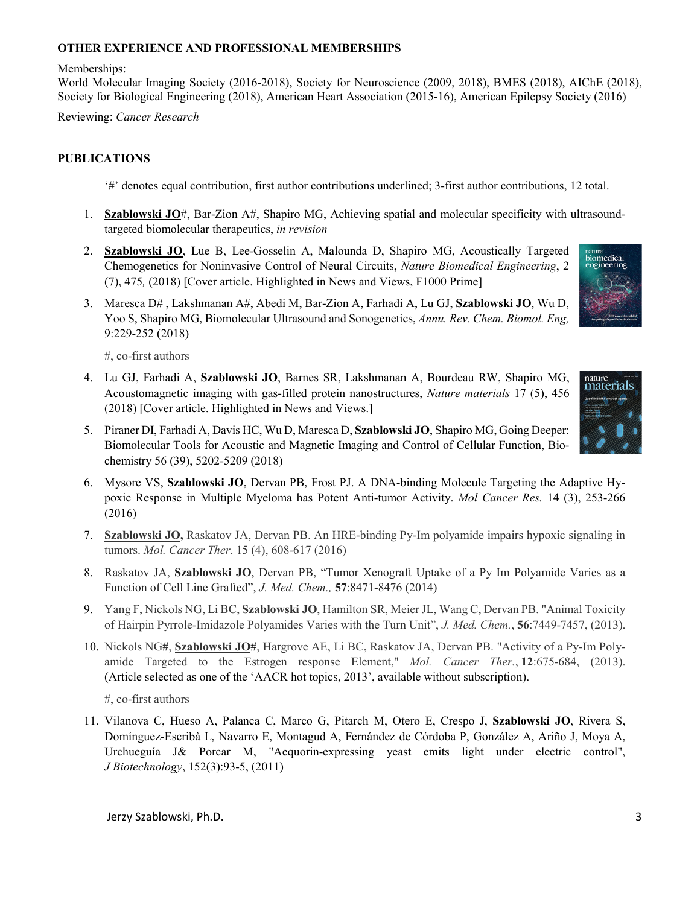**OTHER EXPERIENCE AND PROFESSIONAL MEMBERSHIPS**

Memberships:
World Molecular Imaging Society (2016-2018), Society for Neuroscience (2009, 2018), BMES (2018), AIChE (2018), Society for Biological Engineering (2018), American Heart Association (2015-16), American Epilepsy Society (2016)

Reviewing: *Cancer Research*

**PUBLICATIONS**

'#' denotes equal contribution, first author contributions underlined; 3-first author contributions, 12 total.

1. <u>**Szablowski JO**</u>#, Bar-Zion A#, Shapiro MG, Achieving spatial and molecular specificity with ultrasound-targeted biomolecular therapeutics, *in revision*
2. <u>**Szablowski JO**</u>, Lue B, Lee-Gosselin A, Malounda D, Shapiro MG, Acoustically Targeted Chemogenetics for Noninvasive Control of Neural Circuits, *Nature Biomedical Engineering*, 2 (7), 475*,* (2018) [Cover article. Highlighted in News and Views, F1000 Prime]
3. Maresca D# , Lakshmanan A#, Abedi M, Bar-Zion A, Farhadi A, Lu GJ, **Szablowski JO**, Wu D, Yoo S, Shapiro MG, Biomolecular Ultrasound and Sonogenetics, *Annu. Rev. Chem. Biomol. Eng,* 9:229-252 (2018)

   #, co-first authors
4. Lu GJ, Farhadi A, **Szablowski JO**, Barnes SR, Lakshmanan A, Bourdeau RW, Shapiro MG, Acoustomagnetic imaging with gas-filled protein nanostructures, *Nature materials* 17 (5), 456 (2018) [Cover article. Highlighted in News and Views.]
5. Piraner DI, Farhadi A, Davis HC, Wu D, Maresca D, **Szablowski JO**, Shapiro MG, Going Deeper: Biomolecular Tools for Acoustic and Magnetic Imaging and Control of Cellular Function, Biochemistry 56 (39), 5202-5209 (2018)
6. Mysore VS, **Szablowski JO**, Dervan PB, Frost PJ. A DNA-binding Molecule Targeting the Adaptive Hypoxic Response in Multiple Myeloma has Potent Anti-tumor Activity. *Mol Cancer Res.* 14 (3), 253-266 (2016)
7. <u>**Szablowski JO,**</u> Raskatov JA, Dervan PB. An HRE-binding Py-Im polyamide impairs hypoxic signaling in tumors. *Mol. Cancer Ther*. 15 (4), 608-617 (2016)
8. Raskatov JA, **Szablowski JO**, Dervan PB, "Tumor Xenograft Uptake of a Py Im Polyamide Varies as a Function of Cell Line Grafted", *J. Med. Chem.,* **57**:8471-8476 (2014)
9. Yang F, Nickols NG, Li BC, **Szablowski JO**, Hamilton SR, Meier JL, Wang C, Dervan PB. "Animal Toxicity of Hairpin Pyrrole-Imidazole Polyamides Varies with the Turn Unit", *J. Med. Chem.*, **56**:7449-7457, (2013).
10. Nickols NG#, <u>**Szablowski JO**</u>#, Hargrove AE, Li BC, Raskatov JA, Dervan PB. "Activity of a Py-Im Polyamide Targeted to the Estrogen response Element," *Mol. Cancer Ther.*, **12**:675-684, (2013). (Article selected as one of the 'AACR hot topics, 2013', available without subscription).

    #, co-first authors
11. Vilanova C, Hueso A, Palanca C, Marco G, Pitarch M, Otero E, Crespo J, **Szablowski JO**, Rivera S, Domínguez-Escribà L, Navarro E, Montagud A, Fernández de Córdoba P, González A, Ariño J, Moya A, Urchueguía J& Porcar M, "Aequorin-expressing yeast emits light under electric control", *J Biotechnology*, 152(3):93-5, (2011)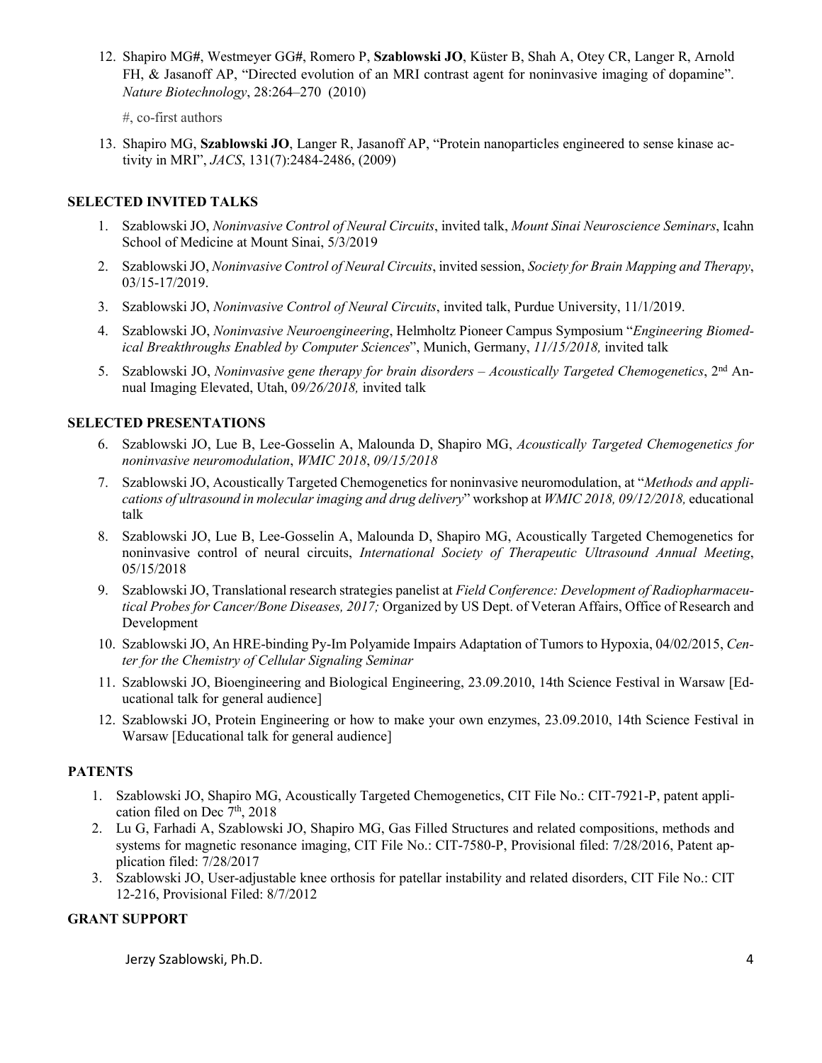12. Shapiro MG#, Westmeyer GG#, Romero P, **Szablowski JO**, Küster B, Shah A, Otey CR, Langer R, Arnold FH, & Jasanoff AP, "Directed evolution of an MRI contrast agent for noninvasive imaging of dopamine". *Nature Biotechnology*, 28:264–270 (2010)

    #, co-first authors

13. Shapiro MG, **Szablowski JO**, Langer R, Jasanoff AP, "Protein nanoparticles engineered to sense kinase activity in MRI", *JACS*, 131(7):2484-2486, (2009)

**SELECTED INVITED TALKS**

1. Szablowski JO, *Noninvasive Control of Neural Circuits*, invited talk, *Mount Sinai Neuroscience Seminars*, Icahn School of Medicine at Mount Sinai, 5/3/2019
2. Szablowski JO, *Noninvasive Control of Neural Circuits*, invited session, *Society for Brain Mapping and Therapy*, 03/15-17/2019.
3. Szablowski JO, *Noninvasive Control of Neural Circuits*, invited talk, Purdue University, 11/1/2019.
4. Szablowski JO, *Noninvasive Neuroengineering*, Helmholtz Pioneer Campus Symposium "*Engineering Biomedical Breakthroughs Enabled by Computer Sciences*", Munich, Germany, *11/15/2018,* invited talk
5. Szablowski JO, *Noninvasive gene therapy for brain disorders – Acoustically Targeted Chemogenetics*, 2nd Annual Imaging Elevated, Utah, 0*9/26/2018,* invited talk

**SELECTED PRESENTATIONS**

6. Szablowski JO, Lue B, Lee-Gosselin A, Malounda D, Shapiro MG, *Acoustically Targeted Chemogenetics for noninvasive neuromodulation*, *WMIC 2018*, *09/15/2018*
7. Szablowski JO, Acoustically Targeted Chemogenetics for noninvasive neuromodulation, at "*Methods and applications of ultrasound in molecular imaging and drug delivery*" workshop at *WMIC 2018, 09/12/2018,* educational talk
8. Szablowski JO, Lue B, Lee-Gosselin A, Malounda D, Shapiro MG, Acoustically Targeted Chemogenetics for noninvasive control of neural circuits, *International Society of Therapeutic Ultrasound Annual Meeting*, 05/15/2018
9. Szablowski JO, Translational research strategies panelist at *Field Conference: Development of Radiopharmaceutical Probes for Cancer/Bone Diseases, 2017;* Organized by US Dept. of Veteran Affairs, Office of Research and Development
10. Szablowski JO, An HRE-binding Py-Im Polyamide Impairs Adaptation of Tumors to Hypoxia, 04/02/2015, *Center for the Chemistry of Cellular Signaling Seminar*
11. Szablowski JO, Bioengineering and Biological Engineering, 23.09.2010, 14th Science Festival in Warsaw [Educational talk for general audience]
12. Szablowski JO, Protein Engineering or how to make your own enzymes, 23.09.2010, 14th Science Festival in Warsaw [Educational talk for general audience]

**PATENTS**

1. Szablowski JO, Shapiro MG, Acoustically Targeted Chemogenetics, CIT File No.: CIT-7921-P, patent application filed on Dec 7th, 2018
2. Lu G, Farhadi A, Szablowski JO, Shapiro MG, Gas Filled Structures and related compositions, methods and systems for magnetic resonance imaging, CIT File No.: CIT-7580-P, Provisional filed: 7/28/2016, Patent application filed: 7/28/2017
3. Szablowski JO, User-adjustable knee orthosis for patellar instability and related disorders, CIT File No.: CIT 12-216, Provisional Filed: 8/7/2012

**GRANT SUPPORT**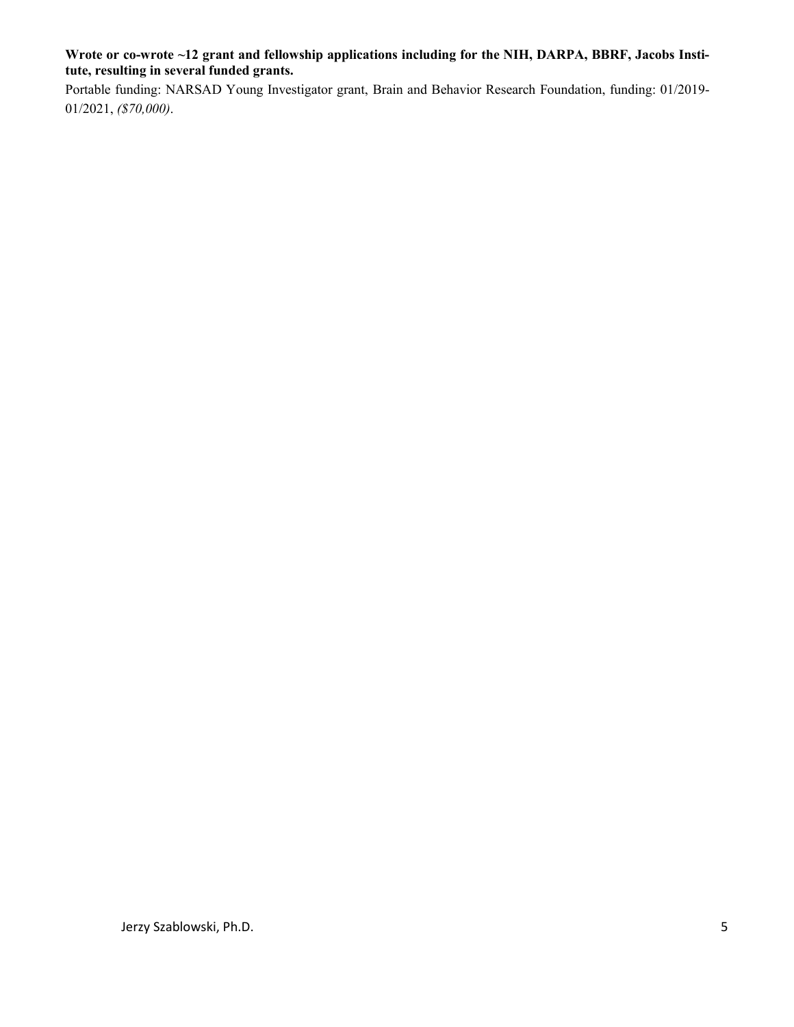**Wrote or co-wrote ~12 grant and fellowship applications including for the NIH, DARPA, BBRF, Jacobs Institute, resulting in several funded grants.**

Portable funding: NARSAD Young Investigator grant, Brain and Behavior Research Foundation, funding: 01/2019-01/2021, *($70,000)*.